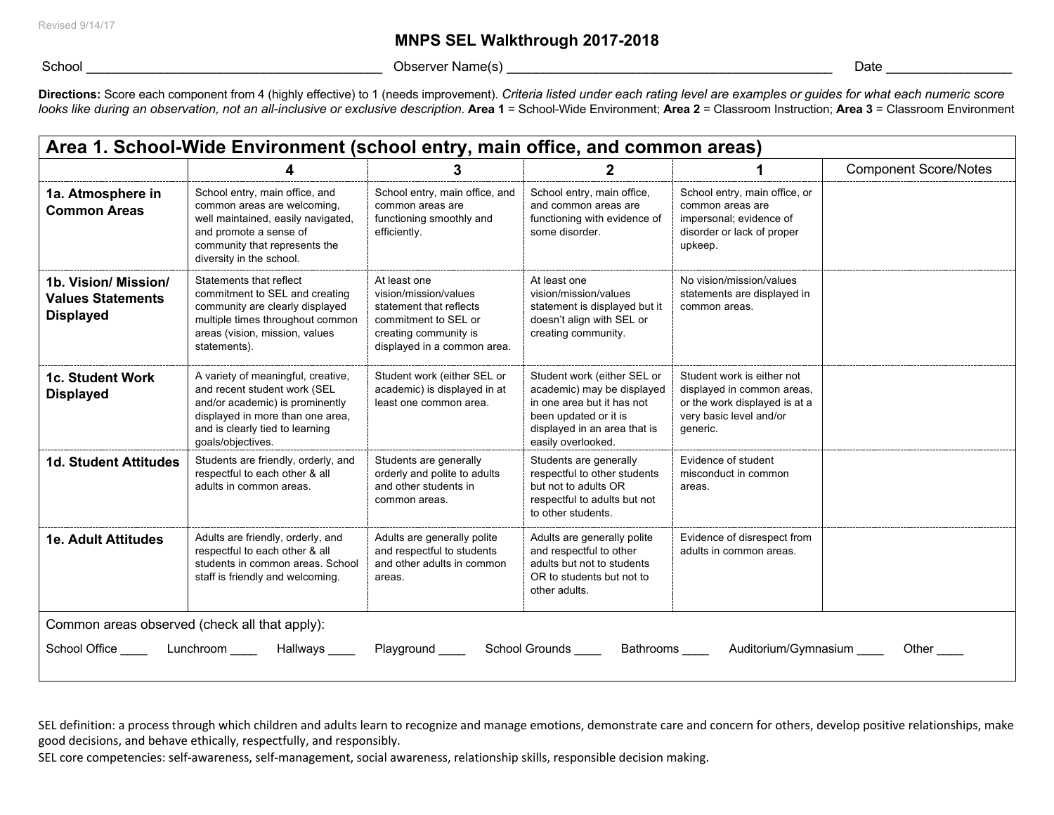Revised 9/14/17

# MNPS SEL Walkthrough 2017-2018

School ________________________________________ Observer Name(s) ______________________________________________ Date _________________

**Directions:** Score each component from 4 (highly effective) to 1 (needs improvement). *Criteria listed under each rating level are examples or guides for what each numeric score looks like during an observation, not an all-inclusive or exclusive description.* **Area 1** = School-Wide Environment; **Area 2** = Classroom Instruction; **Area 3** = Classroom Environment

## Area 1. School-Wide Environment (school entry, main office, and common areas)

| | 4 | 3 | 2 | 1 | Component Score/Notes |
|---|---|---|---|---|---|
| **1a. Atmosphere in Common Areas** | School entry, main office, and common areas are welcoming, well maintained, easily navigated, and promote a sense of community that represents the diversity in the school. | School entry, main office, and common areas are functioning smoothly and efficiently. | School entry, main office, and common areas are functioning with evidence of some disorder. | School entry, main office, or common areas are impersonal; evidence of disorder or lack of proper upkeep. | |
| **1b. Vision/ Mission/ Values Statements Displayed** | Statements that reflect commitment to SEL and creating community are clearly displayed multiple times throughout common areas (vision, mission, values statements). | At least one vision/mission/values statement that reflects commitment to SEL or creating community is displayed in a common area. | At least one vision/mission/values statement is displayed but it doesn't align with SEL or creating community. | No vision/mission/values statements are displayed in common areas. | |
| **1c. Student Work Displayed** | A variety of meaningful, creative, and recent student work (SEL and/or academic) is prominently displayed in more than one area, and is clearly tied to learning goals/objectives. | Student work (either SEL or academic) is displayed in at least one common area. | Student work (either SEL or academic) may be displayed in one area but it has not been updated or it is displayed in an area that is easily overlooked. | Student work is either not displayed in common areas, or the work displayed is at a very basic level and/or generic. | |
| **1d. Student Attitudes** | Students are friendly, orderly, and respectful to each other & all adults in common areas. | Students are generally orderly and polite to adults and other students in common areas. | Students are generally respectful to other students but not to adults OR respectful to adults but not to other students. | Evidence of student misconduct in common areas. | |
| **1e. Adult Attitudes** | Adults are friendly, orderly, and respectful to each other & all students in common areas. School staff is friendly and welcoming. | Adults are generally polite and respectful to students and other adults in common areas. | Adults are generally polite and respectful to other adults but not to students OR to students but not to other adults. | Evidence of disrespect from adults in common areas. | |

Common areas observed (check all that apply):

School Office ____ Lunchroom ____ Hallways ____ Playground ____ School Grounds ____ Bathrooms ____ Auditorium/Gymnasium ____ Other ____

SEL definition: a process through which children and adults learn to recognize and manage emotions, demonstrate care and concern for others, develop positive relationships, make good decisions, and behave ethically, respectfully, and responsibly.

SEL core competencies: self-awareness, self-management, social awareness, relationship skills, responsible decision making.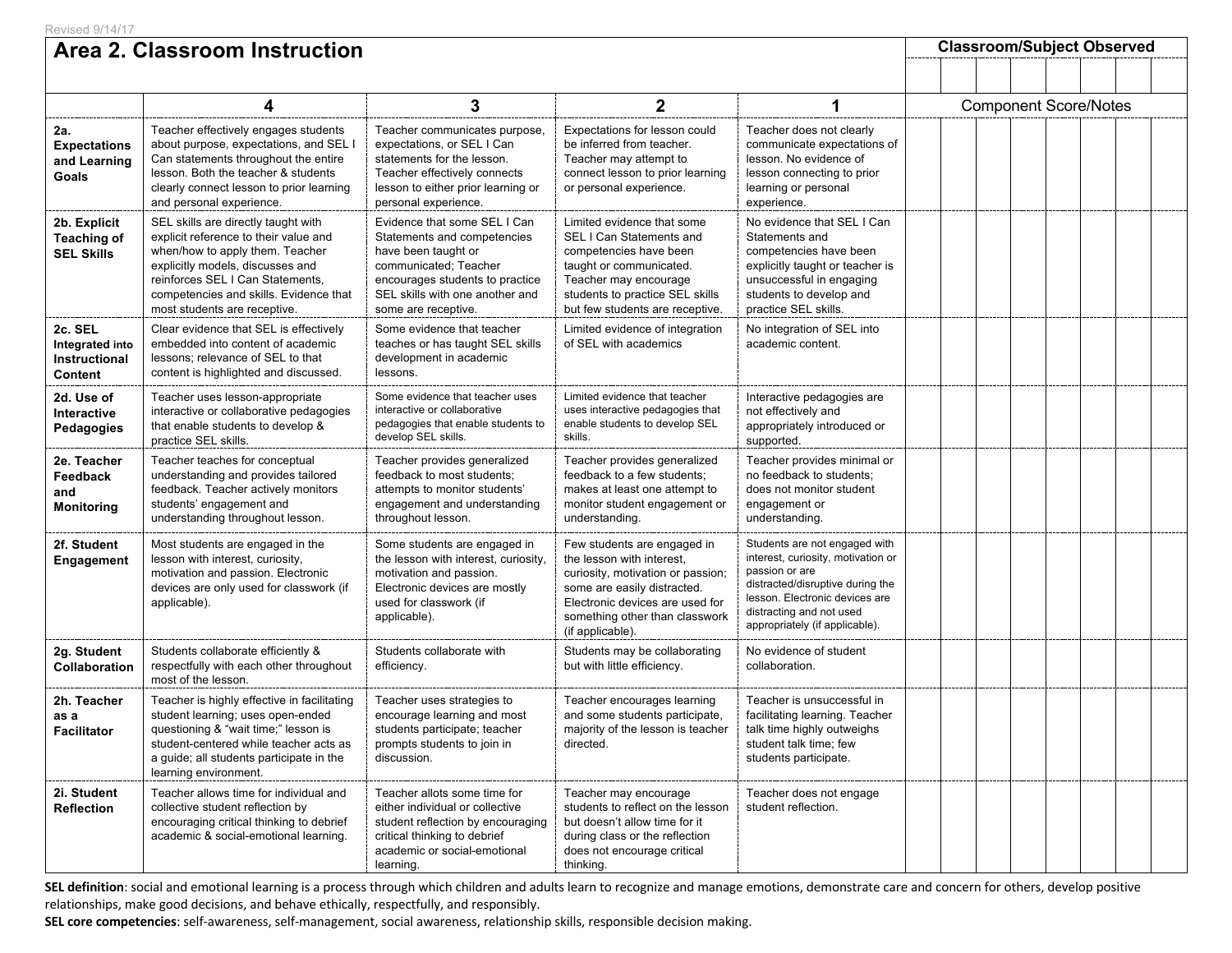Revised 9/14/17

# Area 2. Classroom Instruction

| | 4 | 3 | 2 | 1 | Classroom/Subject Observed | | | | | | | |
|---|---|---|---|---|---|---|---|---|---|---|---|---|
| | | | | | | | | | | | | |
| | | | | | Component Score/Notes | | | | | | | |
| **2a. Expectations and Learning Goals** | Teacher effectively engages students about purpose, expectations, and SEL I Can statements throughout the entire lesson. Both the teacher & students clearly connect lesson to prior learning and personal experience. | Teacher communicates purpose, expectations, or SEL I Can statements for the lesson. Teacher effectively connects lesson to either prior learning or personal experience. | Expectations for lesson could be inferred from teacher. Teacher may attempt to connect lesson to prior learning or personal experience. | Teacher does not clearly communicate expectations of lesson. No evidence of lesson connecting to prior learning or personal experience. | | | | | | | | |
| **2b. Explicit Teaching of SEL Skills** | SEL skills are directly taught with explicit reference to their value and when/how to apply them. Teacher explicitly models, discusses and reinforces SEL I Can Statements, competencies and skills. Evidence that most students are receptive. | Evidence that some SEL I Can Statements and competencies have been taught or communicated; Teacher encourages students to practice SEL skills with one another and some are receptive. | Limited evidence that some SEL I Can Statements and competencies have been taught or communicated. Teacher may encourage students to practice SEL skills but few students are receptive. | No evidence that SEL I Can Statements and competencies have been explicitly taught or teacher is unsuccessful in engaging students to develop and practice SEL skills. | | | | | | | | |
| **2c. SEL Integrated into Instructional Content** | Clear evidence that SEL is effectively embedded into content of academic lessons; relevance of SEL to that content is highlighted and discussed. | Some evidence that teacher teaches or has taught SEL skills development in academic lessons. | Limited evidence of integration of SEL with academics | No integration of SEL into academic content. | | | | | | | | |
| **2d. Use of Interactive Pedagogies** | Teacher uses lesson-appropriate interactive or collaborative pedagogies that enable students to develop & practice SEL skills. | Some evidence that teacher uses interactive or collaborative pedagogies that enable students to develop SEL skills. | Limited evidence that teacher uses interactive pedagogies that enable students to develop SEL skills. | Interactive pedagogies are not effectively and appropriately introduced or supported. | | | | | | | | |
| **2e. Teacher Feedback and Monitoring** | Teacher teaches for conceptual understanding and provides tailored feedback. Teacher actively monitors students' engagement and understanding throughout lesson. | Teacher provides generalized feedback to most students; attempts to monitor students' engagement and understanding throughout lesson. | Teacher provides generalized feedback to a few students; makes at least one attempt to monitor student engagement or understanding. | Teacher provides minimal or no feedback to students; does not monitor student engagement or understanding. | | | | | | | | |
| **2f. Student Engagement** | Most students are engaged in the lesson with interest, curiosity, motivation and passion. Electronic devices are only used for classwork (if applicable). | Some students are engaged in the lesson with interest, curiosity, motivation and passion. Electronic devices are mostly used for classwork (if applicable). | Few students are engaged in the lesson with interest, curiosity, motivation or passion; some are easily distracted. Electronic devices are used for something other than classwork (if applicable). | Students are not engaged with interest, curiosity, motivation or passion or are distracted/disruptive during the lesson. Electronic devices are distracting and not used appropriately (if applicable). | | | | | | | | |
| **2g. Student Collaboration** | Students collaborate efficiently & respectfully with each other throughout most of the lesson. | Students collaborate with efficiency. | Students may be collaborating but with little efficiency. | No evidence of student collaboration. | | | | | | | | |
| **2h. Teacher as a Facilitator** | Teacher is highly effective in facilitating student learning; uses open-ended questioning & "wait time;" lesson is student-centered while teacher acts as a guide; all students participate in the learning environment. | Teacher uses strategies to encourage learning and most students participate; teacher prompts students to join in discussion. | Teacher encourages learning and some students participate, majority of the lesson is teacher directed. | Teacher is unsuccessful in facilitating learning. Teacher talk time highly outweighs student talk time; few students participate. | | | | | | | | |
| **2i. Student Reflection** | Teacher allows time for individual and collective student reflection by encouraging critical thinking to debrief academic & social-emotional learning. | Teacher allots some time for either individual or collective student reflection by encouraging critical thinking to debrief academic or social-emotional learning. | Teacher may encourage students to reflect on the lesson but doesn't allow time for it during class or the reflection does not encourage critical thinking. | Teacher does not engage student reflection. | | | | | | | | |

**SEL definition**: social and emotional learning is a process through which children and adults learn to recognize and manage emotions, demonstrate care and concern for others, develop positive relationships, make good decisions, and behave ethically, respectfully, and responsibly.

**SEL core competencies**: self-awareness, self-management, social awareness, relationship skills, responsible decision making.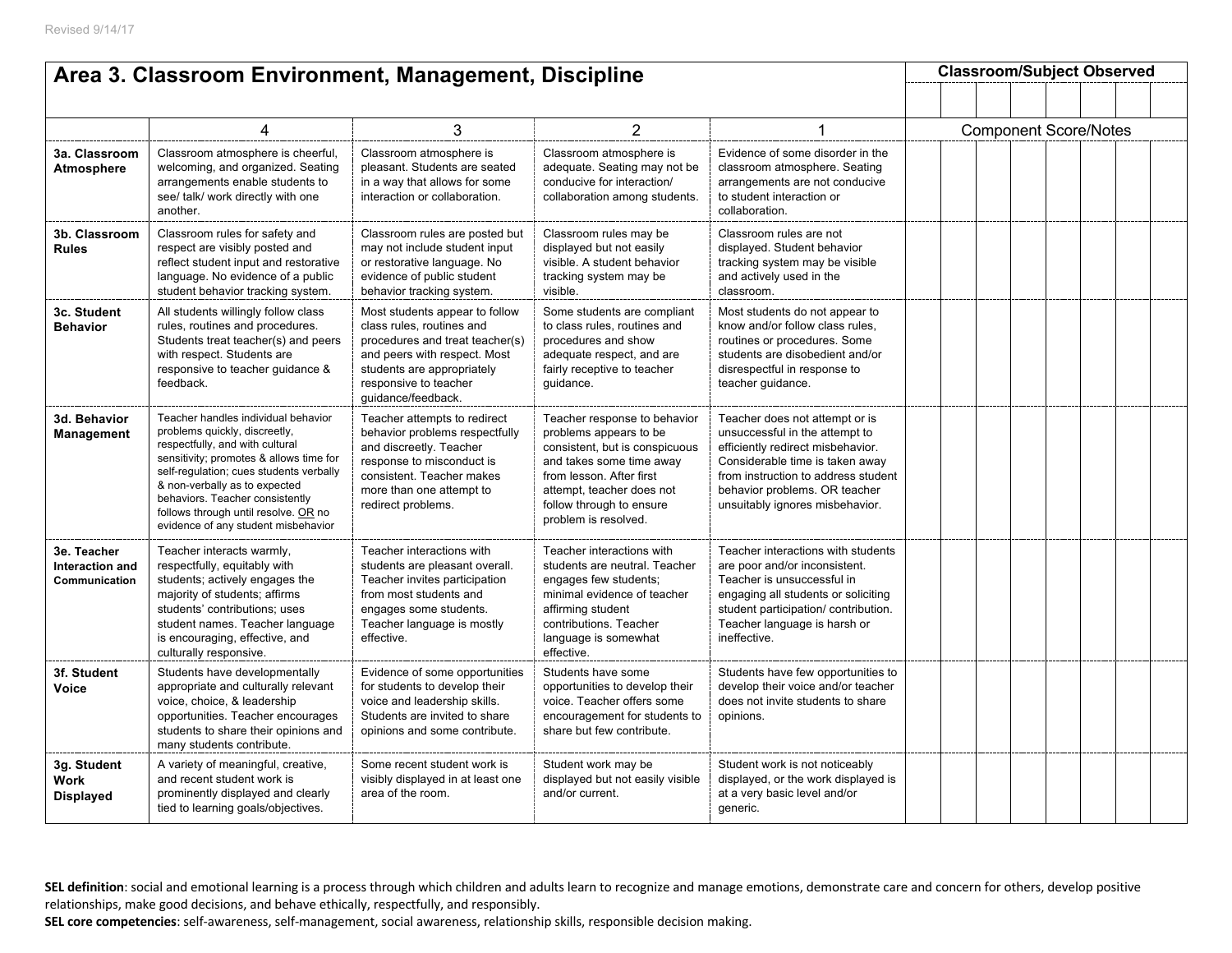Revised 9/14/17

# Area 3. Classroom Environment, Management, Discipline

| | 4 | 3 | 2 | 1 | Classroom/Subject Observed | | | | | | | |
|---|---|---|---|---|---|---|---|---|---|---|---|---|
| | | | | | Component Score/Notes | | | | | | | |
| **3a. Classroom Atmosphere** | Classroom atmosphere is cheerful, welcoming, and organized. Seating arrangements enable students to see/ talk/ work directly with one another. | Classroom atmosphere is pleasant. Students are seated in a way that allows for some interaction or collaboration. | Classroom atmosphere is adequate. Seating may not be conducive for interaction/ collaboration among students. | Evidence of some disorder in the classroom atmosphere. Seating arrangements are not conducive to student interaction or collaboration. | | | | | | | | |
| **3b. Classroom Rules** | Classroom rules for safety and respect are visibly posted and reflect student input and restorative language. No evidence of a public student behavior tracking system. | Classroom rules are posted but may not include student input or restorative language. No evidence of public student behavior tracking system. | Classroom rules may be displayed but not easily visible. A student behavior tracking system may be visible. | Classroom rules are not displayed. Student behavior tracking system may be visible and actively used in the classroom. | | | | | | | | |
| **3c. Student Behavior** | All students willingly follow class rules, routines and procedures. Students treat teacher(s) and peers with respect. Students are responsive to teacher guidance & feedback. | Most students appear to follow class rules, routines and procedures and treat teacher(s) and peers with respect. Most students are appropriately responsive to teacher guidance/feedback. | Some students are compliant to class rules, routines and procedures and show adequate respect, and are fairly receptive to teacher guidance. | Most students do not appear to know and/or follow class rules, routines or procedures. Some students are disobedient and/or disrespectful in response to teacher guidance. | | | | | | | | |
| **3d. Behavior Management** | Teacher handles individual behavior problems quickly, discreetly, respectfully, and with cultural sensitivity; promotes & allows time for self-regulation; cues students verbally & non-verbally as to expected behaviors. Teacher consistently follows through until resolve. OR no evidence of any student misbehavior | Teacher attempts to redirect behavior problems respectfully and discreetly. Teacher response to misconduct is consistent. Teacher makes more than one attempt to redirect problems. | Teacher response to behavior problems appears to be consistent, but is conspicuous and takes some time away from lesson. After first attempt, teacher does not follow through to ensure problem is resolved. | Teacher does not attempt or is unsuccessful in the attempt to efficiently redirect misbehavior. Considerable time is taken away from instruction to address student behavior problems. OR teacher unsuitably ignores misbehavior. | | | | | | | | |
| **3e. Teacher Interaction and Communication** | Teacher interacts warmly, respectfully, equitably with students; actively engages the majority of students; affirms students' contributions; uses student names. Teacher language is encouraging, effective, and culturally responsive. | Teacher interactions with students are pleasant overall. Teacher invites participation from most students and engages some students. Teacher language is mostly effective. | Teacher interactions with students are neutral. Teacher engages few students; minimal evidence of teacher affirming student contributions. Teacher language is somewhat effective. | Teacher interactions with students are poor and/or inconsistent. Teacher is unsuccessful in engaging all students or soliciting student participation/ contribution. Teacher language is harsh or ineffective. | | | | | | | | |
| **3f. Student Voice** | Students have developmentally appropriate and culturally relevant voice, choice, & leadership opportunities. Teacher encourages students to share their opinions and many students contribute. | Evidence of some opportunities for students to develop their voice and leadership skills. Students are invited to share opinions and some contribute. | Students have some opportunities to develop their voice. Teacher offers some encouragement for students to share but few contribute. | Students have few opportunities to develop their voice and/or teacher does not invite students to share opinions. | | | | | | | | |
| **3g. Student Work Displayed** | A variety of meaningful, creative, and recent student work is prominently displayed and clearly tied to learning goals/objectives. | Some recent student work is visibly displayed in at least one area of the room. | Student work may be displayed but not easily visible and/or current. | Student work is not noticeably displayed, or the work displayed is at a very basic level and/or generic. | | | | | | | | |

**SEL definition**: social and emotional learning is a process through which children and adults learn to recognize and manage emotions, demonstrate care and concern for others, develop positive relationships, make good decisions, and behave ethically, respectfully, and responsibly.

**SEL core competencies**: self-awareness, self-management, social awareness, relationship skills, responsible decision making.